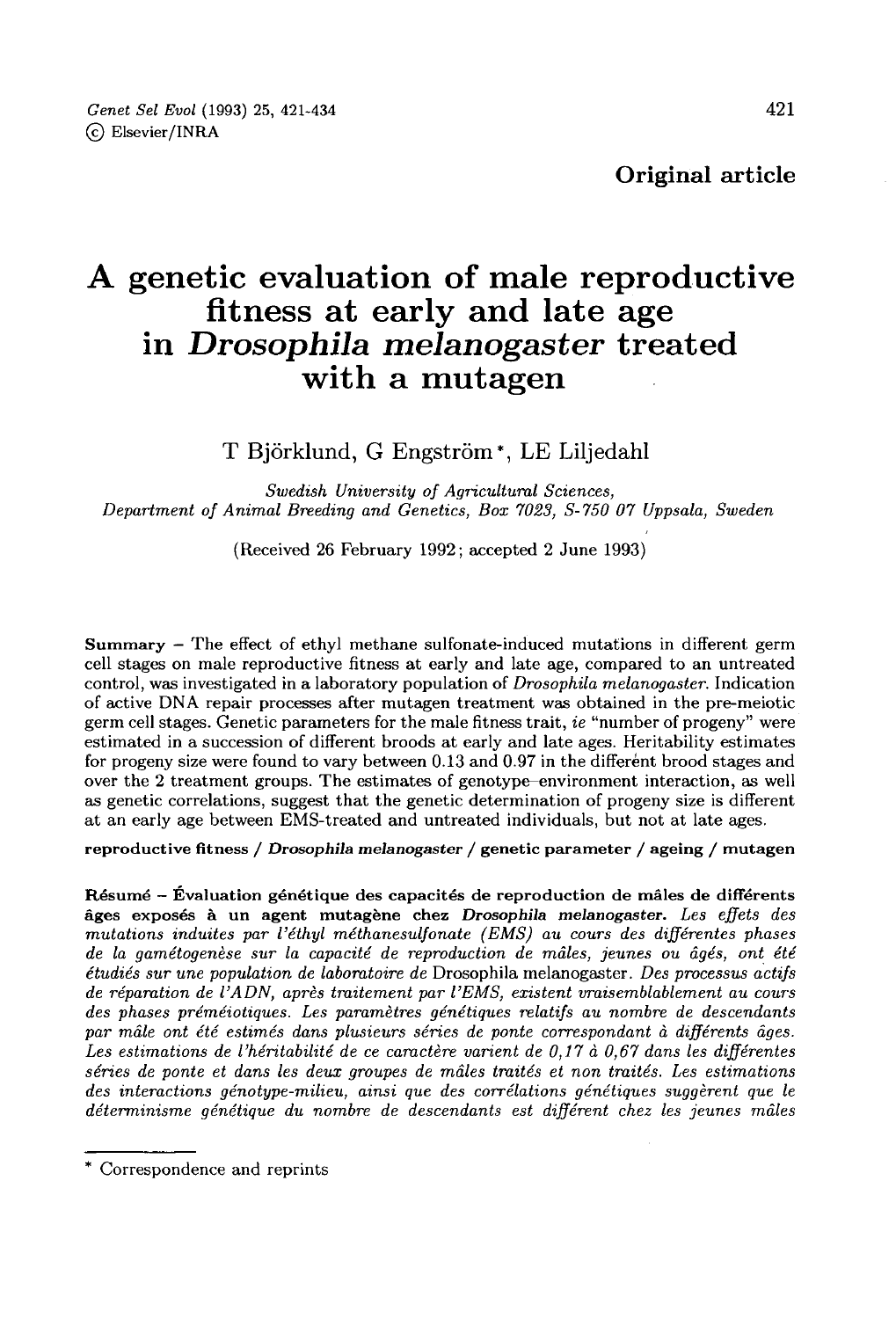Original article

# A genetic evaluation of male reproductive fitness at early and late age in *Drosophila melanogaster* treated with a mutagen

T Björklund, G Engström *, LE Liljedahl

*Swedish University of Agricultural Sciences, Department of Animal Breeding and Genetics, Box 7023, S-750 07 Uppsala, Sweden*

(Received 26 February 1992; accepted 2 June 1993)

**Summary** – The effect of ethyl methane sulfonate-induced mutations in different germ cell stages on male reproductive fitness at early and late age, compared to an untreated control, was investigated in a laboratory population of *Drosophila melanogaster*. Indication of active DNA repair processes after mutagen treatment was obtained in the pre-meiotic germ cell stages. Genetic parameters for the male fitness trait, *ie* "number of progeny" were estimated in a succession of different broods at early and late ages. Heritability estimates for progeny size were found to vary between 0.13 and 0.97 in the different brood stages and over the 2 treatment groups. The estimates of genotype–environment interaction, as well as genetic correlations, suggest that the genetic determination of progeny size is different at an early age between EMS-treated and untreated individuals, but not at late ages.

**reproductive fitness / *Drosophila melanogaster* / genetic parameter / ageing / mutagen**

**Résumé – Évaluation génétique des capacités de reproduction de mâles de différents âges exposés à un agent mutagène chez *Drosophila melanogaster*.** *Les effets des mutations induites par l'éthyl méthanesulfonate (EMS) au cours des différentes phases de la gamétogenèse sur la capacité de reproduction de mâles, jeunes ou âgés, ont été étudiés sur une population de laboratoire de* Drosophila melanogaster. *Des processus actifs de réparation de l'ADN, après traitement par l'EMS, existent vraisemblablement au cours des phases préméiotiques. Les paramètres génétiques relatifs au nombre de descendants par mâle ont été estimés dans plusieurs séries de ponte correspondant à différents âges. Les estimations de l'héritabilité de ce caractère varient de 0,17 à 0,67 dans les différentes séries de ponte et dans les deux groupes de mâles traités et non traités. Les estimations des interactions génotype-milieu, ainsi que des corrélations génétiques suggèrent que le déterminisme génétique du nombre de descendants est différent chez les jeunes mâles*

\* Correspondence and reprints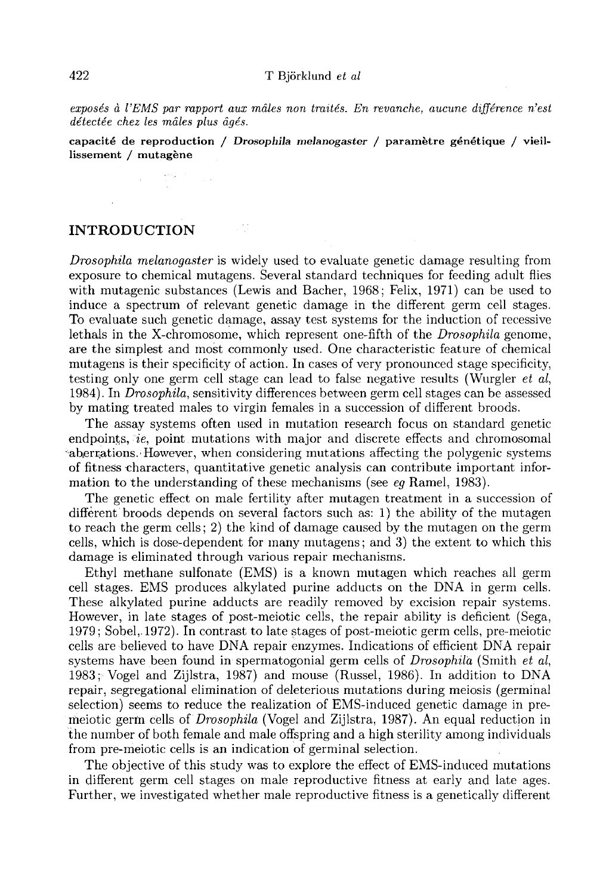*exposés à l'EMS par rapport aux mâles non traités. En revanche, aucune différence n'est détectée chez les mâles plus âgés.*

**capacité de reproduction / *Drosophila melanogaster* / paramètre génétique / vieillissement / mutagène**

## INTRODUCTION

*Drosophila melanogaster* is widely used to evaluate genetic damage resulting from exposure to chemical mutagens. Several standard techniques for feeding adult flies with mutagenic substances (Lewis and Bacher, 1968; Felix, 1971) can be used to induce a spectrum of relevant genetic damage in the different germ cell stages. To evaluate such genetic damage, assay test systems for the induction of recessive lethals in the X-chromosome, which represent one-fifth of the *Drosophila* genome, are the simplest and most commonly used. One characteristic feature of chemical mutagens is their specificity of action. In cases of very pronounced stage specificity, testing only one germ cell stage can lead to false negative results (Wurgler *et al*, 1984). In *Drosophila*, sensitivity differences between germ cell stages can be assessed by mating treated males to virgin females in a succession of different broods.

The assay systems often used in mutation research focus on standard genetic endpoints, *ie*, point mutations with major and discrete effects and chromosomal aberrations. However, when considering mutations affecting the polygenic systems of fitness characters, quantitative genetic analysis can contribute important information to the understanding of these mechanisms (see *eg* Ramel, 1983).

The genetic effect on male fertility after mutagen treatment in a succession of different broods depends on several factors such as: 1) the ability of the mutagen to reach the germ cells; 2) the kind of damage caused by the mutagen on the germ cells, which is dose-dependent for many mutagens; and 3) the extent to which this damage is eliminated through various repair mechanisms.

Ethyl methane sulfonate (EMS) is a known mutagen which reaches all germ cell stages. EMS produces alkylated purine adducts on the DNA in germ cells. These alkylated purine adducts are readily removed by excision repair systems. However, in late stages of post-meiotic cells, the repair ability is deficient (Sega, 1979; Sobel, 1972). In contrast to late stages of post-meiotic germ cells, pre-meiotic cells are believed to have DNA repair enzymes. Indications of efficient DNA repair systems have been found in spermatogonial germ cells of *Drosophila* (Smith *et al*, 1983; Vogel and Zijlstra, 1987) and mouse (Russel, 1986). In addition to DNA repair, segregational elimination of deleterious mutations during meiosis (germinal selection) seems to reduce the realization of EMS-induced genetic damage in pre-meiotic germ cells of *Drosophila* (Vogel and Zijlstra, 1987). An equal reduction in the number of both female and male offspring and a high sterility among individuals from pre-meiotic cells is an indication of germinal selection.

The objective of this study was to explore the effect of EMS-induced mutations in different germ cell stages on male reproductive fitness at early and late ages. Further, we investigated whether male reproductive fitness is a genetically different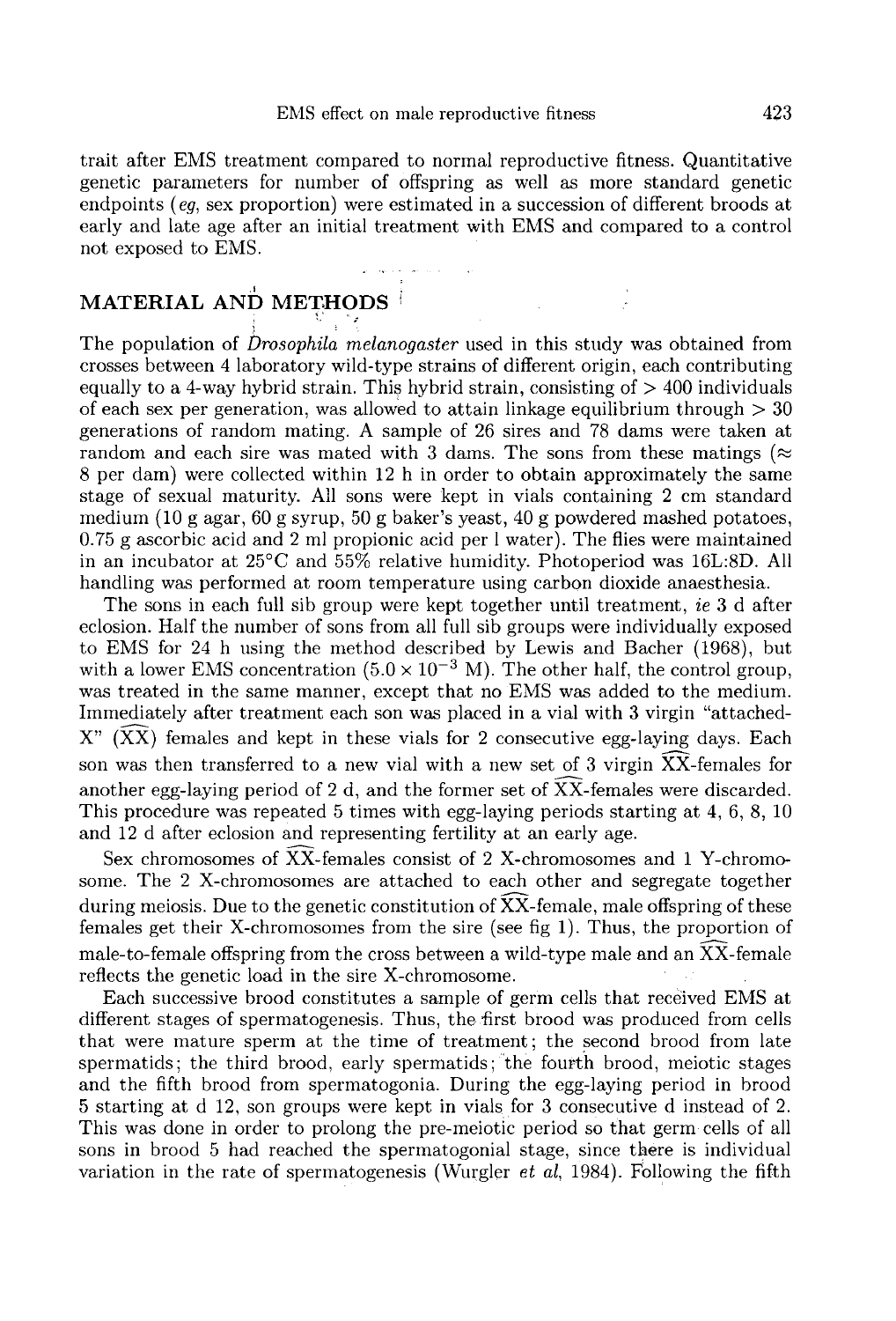trait after EMS treatment compared to normal reproductive fitness. Quantitative genetic parameters for number of offspring as well as more standard genetic endpoints (*eg*, sex proportion) were estimated in a succession of different broods at early and late age after an initial treatment with EMS and compared to a control not exposed to EMS.

## MATERIAL AND METHODS

The population of *Drosophila melanogaster* used in this study was obtained from crosses between 4 laboratory wild-type strains of different origin, each contributing equally to a 4-way hybrid strain. This hybrid strain, consisting of > 400 individuals of each sex per generation, was allowed to attain linkage equilibrium through > 30 generations of random mating. A sample of 26 sires and 78 dams were taken at random and each sire was mated with 3 dams. The sons from these matings ($\approx$ 8 per dam) were collected within 12 h in order to obtain approximately the same stage of sexual maturity. All sons were kept in vials containing 2 cm standard medium (10 g agar, 60 g syrup, 50 g baker's yeast, 40 g powdered mashed potatoes, 0.75 g ascorbic acid and 2 ml propionic acid per l water). The flies were maintained in an incubator at 25°C and 55% relative humidity. Photoperiod was 16L:8D. All handling was performed at room temperature using carbon dioxide anaesthesia.

The sons in each full sib group were kept together until treatment, *ie* 3 d after eclosion. Half the number of sons from all full sib groups were individually exposed to EMS for 24 h using the method described by Lewis and Bacher (1968), but with a lower EMS concentration ($5.0 \times 10^{-3}$ M). The other half, the control group, was treated in the same manner, except that no EMS was added to the medium. Immediately after treatment each son was placed in a vial with 3 virgin "attached-X" ($\widehat{XX}$) females and kept in these vials for 2 consecutive egg-laying days. Each son was then transferred to a new vial with a new set of 3 virgin $\widehat{XX}$-females for another egg-laying period of 2 d, and the former set of $\widehat{XX}$-females were discarded. This procedure was repeated 5 times with egg-laying periods starting at 4, 6, 8, 10 and 12 d after eclosion and representing fertility at an early age.

Sex chromosomes of $\widehat{XX}$-females consist of 2 X-chromosomes and 1 Y-chromosome. The 2 X-chromosomes are attached to each other and segregate together during meiosis. Due to the genetic constitution of $\widehat{XX}$-female, male offspring of these females get their X-chromosomes from the sire (see fig 1). Thus, the proportion of male-to-female offspring from the cross between a wild-type male and an $\widehat{XX}$-female reflects the genetic load in the sire X-chromosome.

Each successive brood constitutes a sample of germ cells that received EMS at different stages of spermatogenesis. Thus, the first brood was produced from cells that were mature sperm at the time of treatment; the second brood from late spermatids; the third brood, early spermatids; the fourth brood, meiotic stages and the fifth brood from spermatogonia. During the egg-laying period in brood 5 starting at d 12, son groups were kept in vials for 3 consecutive d instead of 2. This was done in order to prolong the pre-meiotic period so that germ cells of all sons in brood 5 had reached the spermatogonial stage, since there is individual variation in the rate of spermatogenesis (Wurgler *et al*, 1984). Following the fifth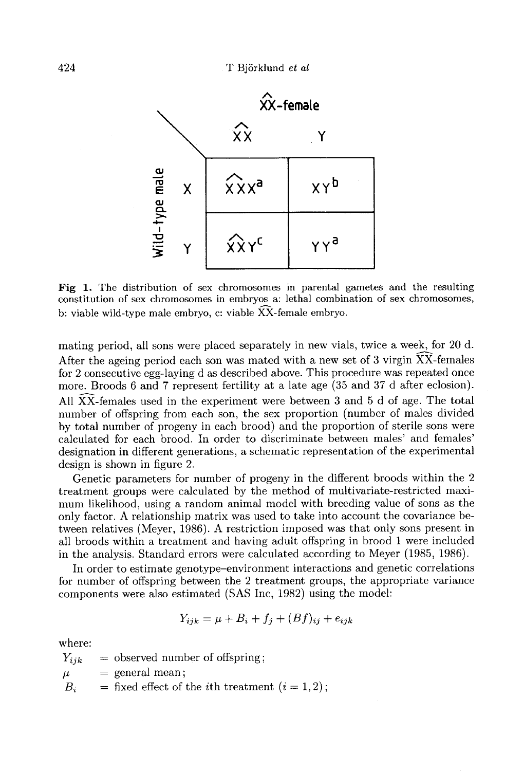|  | $\widehat{XX}$-female | |
|---|---|---|
| Wild-type male | $\widehat{XX}$ | Y |
| X | $\widehat{XX}X$[a] | XY[b] |
| Y | $\widehat{XX}Y$[c] | YY[a] |

**Fig 1.** The distribution of sex chromosomes in parental gametes and the resulting constitution of sex chromosomes in embryos a: lethal combination of sex chromosomes, b: viable wild-type male embryo, c: viable $\widehat{XX}$-female embryo.

mating period, all sons were placed separately in new vials, twice a week, for 20 d. After the ageing period each son was mated with a new set of 3 virgin $\widehat{XX}$-females for 2 consecutive egg-laying d as described above. This procedure was repeated once more. Broods 6 and 7 represent fertility at a late age (35 and 37 d after eclosion). All $\widehat{XX}$-females used in the experiment were between 3 and 5 d of age. The total number of offspring from each son, the sex proportion (number of males divided by total number of progeny in each brood) and the proportion of sterile sons were calculated for each brood. In order to discriminate between males' and females' designation in different generations, a schematic representation of the experimental design is shown in figure 2.

Genetic parameters for number of progeny in the different broods within the 2 treatment groups were calculated by the method of multivariate-restricted maximum likelihood, using a random animal model with breeding value of sons as the only factor. A relationship matrix was used to take into account the covariance between relatives (Meyer, 1986). A restriction imposed was that only sons present in all broods within a treatment and having adult offspring in brood 1 were included in the analysis. Standard errors were calculated according to Meyer (1985, 1986).

In order to estimate genotype–environment interactions and genetic correlations for number of offspring between the 2 treatment groups, the appropriate variance components were also estimated (SAS Inc, 1982) using the model:

$$Y_{ijk} = \mu + B_i + f_j + (Bf)_{ij} + e_{ijk}$$

where:

$Y_{ijk}$ = observed number of offspring;

$\mu$ = general mean;

$B_i$ = fixed effect of the $i$th treatment ($i = 1, 2$);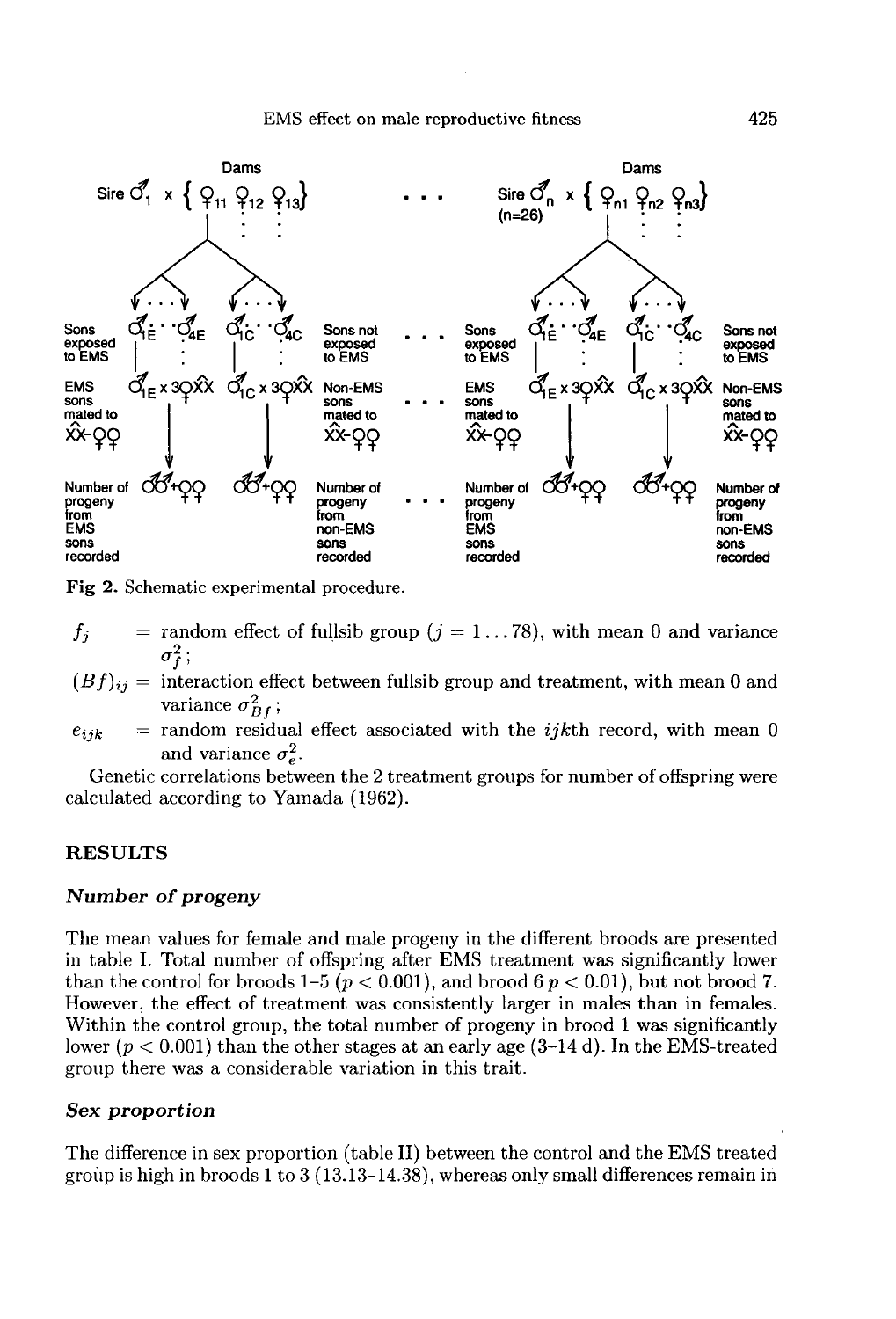Fig 2. Schematic experimental procedure.

$f_j$ = random effect of fullsib group ($j = 1 \ldots 78$), with mean 0 and variance $\sigma_f^2$;

$(Bf)_{ij}$ = interaction effect between fullsib group and treatment, with mean 0 and variance $\sigma_{Bf}^2$;

$e_{ijk}$ = random residual effect associated with the $ijk$th record, with mean 0 and variance $\sigma_e^2$.

Genetic correlations between the 2 treatment groups for number of offspring were calculated according to Yamada (1962).

## RESULTS

### Number of progeny

The mean values for female and male progeny in the different broods are presented in table I. Total number of offspring after EMS treatment was significantly lower than the control for broods 1–5 ($p < 0.001$), and brood 6 $p < 0.01$), but not brood 7. However, the effect of treatment was consistently larger in males than in females. Within the control group, the total number of progeny in brood 1 was significantly lower ($p < 0.001$) than the other stages at an early age (3–14 d). In the EMS-treated group there was a considerable variation in this trait.

### Sex proportion

The difference in sex proportion (table II) between the control and the EMS treated group is high in broods 1 to 3 (13.13–14.38), whereas only small differences remain in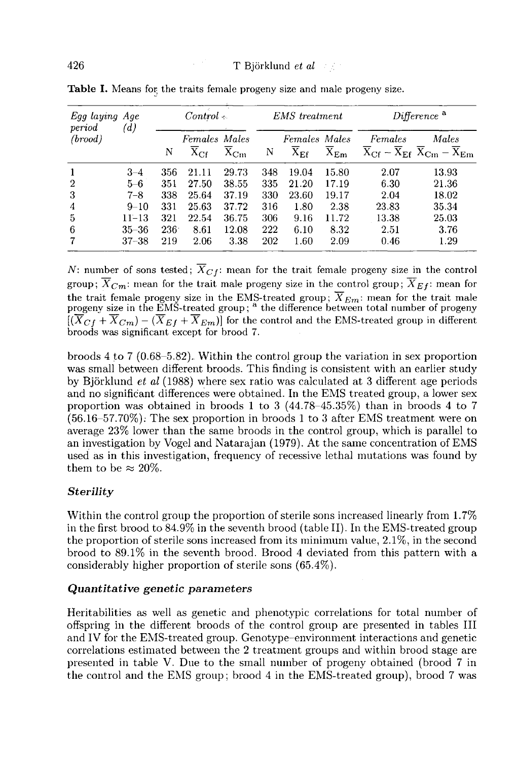**Table I.** Means for the traits female progeny size and male progeny size.

| Egg laying period (brood) | Age (d) | Control | | | EMS treatment | | | Difference [a] | |
|---|---|---|---|---|---|---|---|---|---|
| | | N | Females $\overline{X}_{Cf}$ | Males $\overline{X}_{Cm}$ | N | Females $\overline{X}_{Ef}$ | Males $\overline{X}_{Em}$ | Females $\overline{X}_{Cf} - \overline{X}_{Ef}$ | Males $\overline{X}_{Cm} - \overline{X}_{Em}$ |
| 1 | 3–4 | 356 | 21.11 | 29.73 | 348 | 19.04 | 15.80 | 2.07 | 13.93 |
| 2 | 5–6 | 351 | 27.50 | 38.55 | 335 | 21.20 | 17.19 | 6.30 | 21.36 |
| 3 | 7–8 | 338 | 25.64 | 37.19 | 330 | 23.60 | 19.17 | 2.04 | 18.02 |
| 4 | 9–10 | 331 | 25.63 | 37.72 | 316 | 1.80 | 2.38 | 23.83 | 35.34 |
| 5 | 11–13 | 321 | 22.54 | 36.75 | 306 | 9.16 | 11.72 | 13.38 | 25.03 |
| 6 | 35–36 | 236 | 8.61 | 12.08 | 222 | 6.10 | 8.32 | 2.51 | 3.76 |
| 7 | 37–38 | 219 | 2.06 | 3.38 | 202 | 1.60 | 2.09 | 0.46 | 1.29 |

$N$: number of sons tested; $\overline{X}_{Cf}$: mean for the trait female progeny size in the control group; $\overline{X}_{Cm}$: mean for the trait male progeny size in the control group; $\overline{X}_{Ef}$: mean for the trait female progeny size in the EMS-treated group; $\overline{X}_{Em}$: mean for the trait male progeny size in the EMS-treated group; [a] the difference between total number of progeny $[(\overline{X}_{Cf} + \overline{X}_{Cm}) - (\overline{X}_{Ef} + \overline{X}_{Em})]$ for the control and the EMS-treated group in different broods was significant except for brood 7.

broods 4 to 7 (0.68–5.82). Within the control group the variation in sex proportion was small between different broods. This finding is consistent with an earlier study by Björklund *et al* (1988) where sex ratio was calculated at 3 different age periods and no significant differences were obtained. In the EMS treated group, a lower sex proportion was obtained in broods 1 to 3 (44.78–45.35%) than in broods 4 to 7 (56.16–57.70%). The sex proportion in broods 1 to 3 after EMS treatment were on average 23% lower than the same broods in the control group, which is parallel to an investigation by Vogel and Natarajan (1979). At the same concentration of EMS used as in this investigation, frequency of recessive lethal mutations was found by them to be ≈ 20%.

### *Sterility*

Within the control group the proportion of sterile sons increased linearly from 1.7% in the first brood to 84.9% in the seventh brood (table II). In the EMS-treated group the proportion of sterile sons increased from its minimum value, 2.1%, in the second brood to 89.1% in the seventh brood. Brood 4 deviated from this pattern with a considerably higher proportion of sterile sons (65.4%).

### *Quantitative genetic parameters*

Heritabilities as well as genetic and phenotypic correlations for total number of offspring in the different broods of the control group are presented in tables III and IV for the EMS-treated group. Genotype–environment interactions and genetic correlations estimated between the 2 treatment groups and within brood stage are presented in table V. Due to the small number of progeny obtained (brood 7 in the control and the EMS group; brood 4 in the EMS-treated group), brood 7 was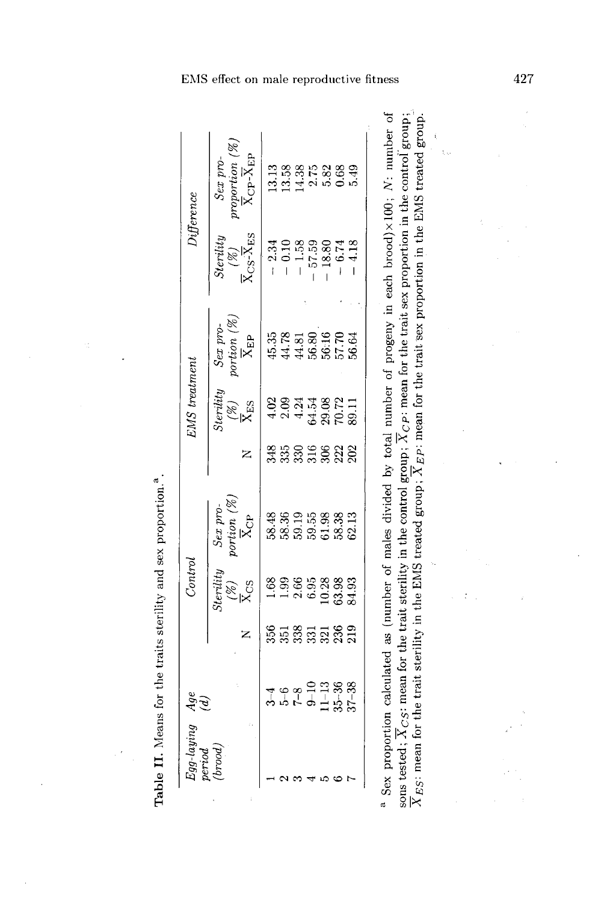**Table II.** Means for the traits sterility and sex proportion.[a]

| Egg-laying period (brood) | Age (d) | Control | | | EMS treatment | | | Difference | |
|---|---|---|---|---|---|---|---|---|---|
| | | N | *Sterility* (%) $\overline{X}_{CS}$ | *Sex proportion* (%) $\overline{X}_{CP}$ | N | *Sterility* (%) $\overline{X}_{ES}$ | *Sex proportion* (%) $\overline{X}_{EP}$ | *Sterility* (%) $\overline{X}_{CS}$-$\overline{X}_{ES}$ | *Sex proportion* (%) $\overline{X}_{CP}$-$\overline{X}_{EP}$ |
| 1 | 3–4 | 356 | 1.68 | 58.48 | 348 | 4.02 | 45.35 | − 2.34 | 13.13 |
| 2 | 5–6 | 351 | 1.99 | 58.36 | 335 | 2.09 | 44.78 | − 0.10 | 13.58 |
| 3 | 7–8 | 338 | 2.66 | 59.19 | 330 | 4.24 | 44.81 | − 1.58 | 14.38 |
| 4 | 9–10 | 331 | 6.95 | 59.55 | 316 | 64.54 | 56.80 | − 57.59 | 2.75 |
| 5 | 11–13 | 321 | 10.28 | 61.98 | 306 | 29.08 | 56.16 | − 18.80 | 5.82 |
| 6 | 35–36 | 236 | 63.98 | 58.38 | 222 | 70.72 | 57.70 | − 6.74 | 0.68 |
| 7 | 37–38 | 219 | 84.93 | 62.13 | 202 | 89.11 | 56.64 | − 4.18 | 5.49 |

[a] Sex proportion calculated as (number of males divided by total number of progeny in each brood)×100; *N*: number of sons tested; $\overline{X}_{CS}$: mean for the trait sterility in the control group; $\overline{X}_{CP}$: mean for the trait sex proportion in the control group; $\overline{X}_{ES}$: mean for the trait sterility in the EMS treated group; $\overline{X}_{EP}$: mean for the trait sex proportion in the EMS treated group.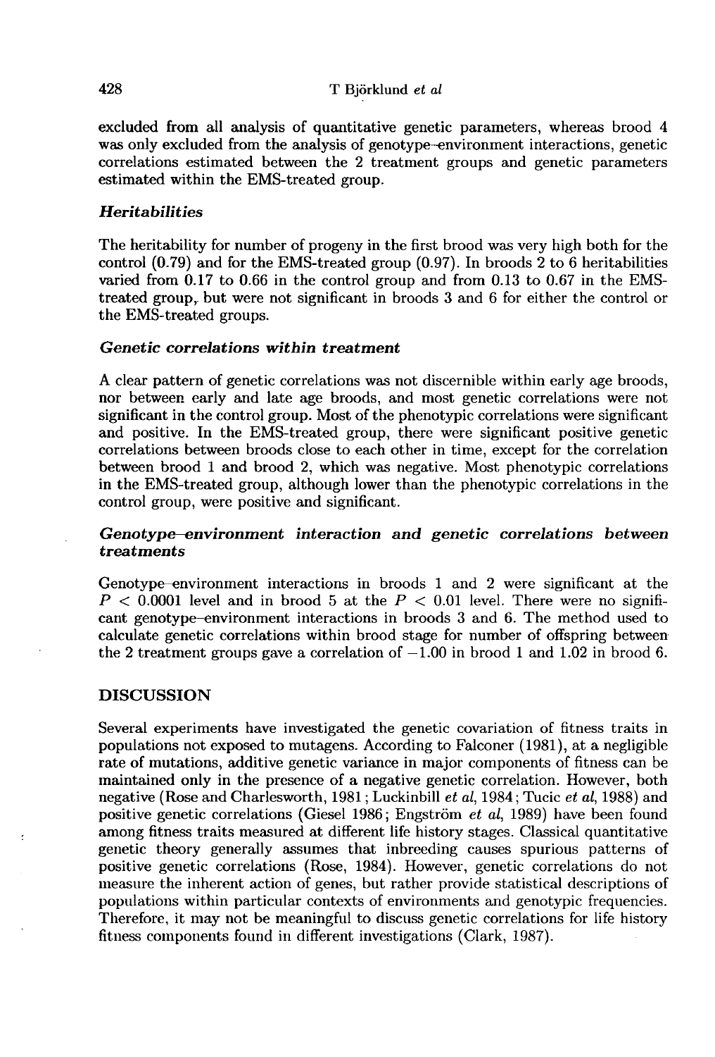excluded from all analysis of quantitative genetic parameters, whereas brood 4 was only excluded from the analysis of genotype–environment interactions, genetic correlations estimated between the 2 treatment groups and genetic parameters estimated within the EMS-treated group.

### *Heritabilities*

The heritability for number of progeny in the first brood was very high both for the control (0.79) and for the EMS-treated group (0.97). In broods 2 to 6 heritabilities varied from 0.17 to 0.66 in the control group and from 0.13 to 0.67 in the EMS-treated group, but were not significant in broods 3 and 6 for either the control or the EMS-treated groups.

### *Genetic correlations within treatment*

A clear pattern of genetic correlations was not discernible within early age broods, nor between early and late age broods, and most genetic correlations were not significant in the control group. Most of the phenotypic correlations were significant and positive. In the EMS-treated group, there were significant positive genetic correlations between broods close to each other in time, except for the correlation between brood 1 and brood 2, which was negative. Most phenotypic correlations in the EMS-treated group, although lower than the phenotypic correlations in the control group, were positive and significant.

### *Genotype–environment interaction and genetic correlations between treatments*

Genotype–environment interactions in broods 1 and 2 were significant at the $P < 0.0001$ level and in brood 5 at the $P < 0.01$ level. There were no significant genotype–environment interactions in broods 3 and 6. The method used to calculate genetic correlations within brood stage for number of offspring between the 2 treatment groups gave a correlation of $-1.00$ in brood 1 and 1.02 in brood 6.

## DISCUSSION

Several experiments have investigated the genetic covariation of fitness traits in populations not exposed to mutagens. According to Falconer (1981), at a negligible rate of mutations, additive genetic variance in major components of fitness can be maintained only in the presence of a negative genetic correlation. However, both negative (Rose and Charlesworth, 1981; Luckinbill *et al*, 1984; Tucic *et al*, 1988) and positive genetic correlations (Giesel 1986; Engström *et al*, 1989) have been found among fitness traits measured at different life history stages. Classical quantitative genetic theory generally assumes that inbreeding causes spurious patterns of positive genetic correlations (Rose, 1984). However, genetic correlations do not measure the inherent action of genes, but rather provide statistical descriptions of populations within particular contexts of environments and genotypic frequencies. Therefore, it may not be meaningful to discuss genetic correlations for life history fitness components found in different investigations (Clark, 1987).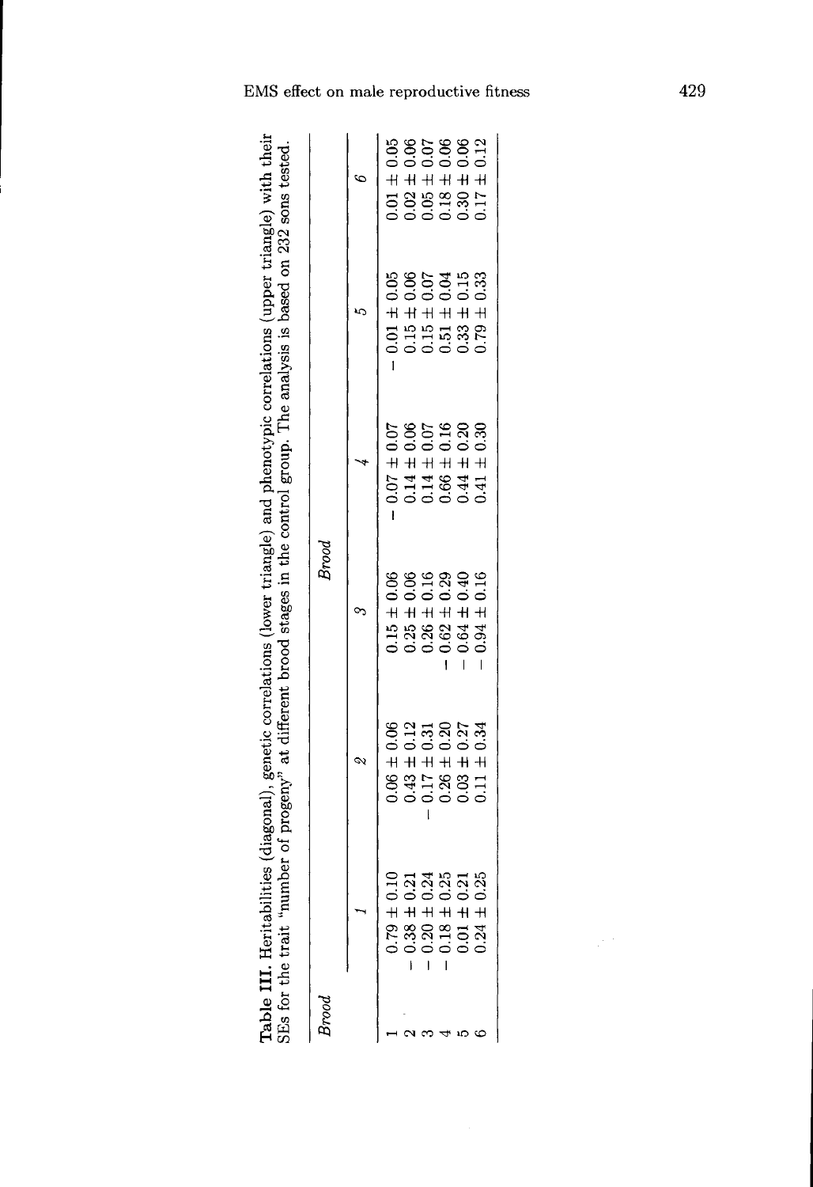**Table III.** Heritabilities (diagonal), genetic correlations (lower triangle) and phenotypic correlations (upper triangle) with their SEs for the trait "number of progeny" at different brood stages in the control group. The analysis is based on 232 sons tested.

| *Brood* | *Brood* | | | | | |
|---|---|---|---|---|---|---|
| | *1* | *2* | *3* | *4* | *5* | *6* |
| 1 | 0.79 ± 0.10 | 0.06 ± 0.06 | 0.15 ± 0.06 | − 0.07 ± 0.07 | − 0.01 ± 0.05 | 0.01 ± 0.05 |
| 2 | − 0.38 ± 0.21 | 0.43 ± 0.12 | 0.25 ± 0.06 | 0.14 ± 0.06 | 0.15 ± 0.06 | 0.02 ± 0.06 |
| 3 | − 0.20 ± 0.24 | − 0.17 ± 0.31 | 0.26 ± 0.16 | 0.14 ± 0.07 | 0.15 ± 0.07 | 0.05 ± 0.07 |
| 4 | − 0.18 ± 0.25 | 0.26 ± 0.20 | − 0.62 ± 0.29 | 0.66 ± 0.16 | 0.51 ± 0.04 | 0.18 ± 0.06 |
| 5 | 0.01 ± 0.21 | 0.03 ± 0.27 | − 0.64 ± 0.40 | 0.44 ± 0.20 | 0.33 ± 0.15 | 0.30 ± 0.06 |
| 6 | 0.24 ± 0.25 | 0.11 ± 0.34 | − 0.94 ± 0.16 | 0.41 ± 0.30 | 0.79 ± 0.33 | 0.17 ± 0.12 |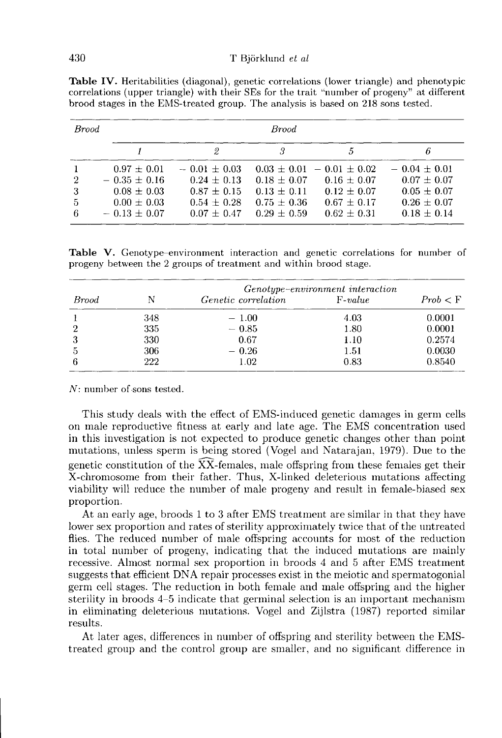**Table IV.** Heritabilities (diagonal), genetic correlations (lower triangle) and phenotypic correlations (upper triangle) with their SEs for the trait "number of progeny" at different brood stages in the EMS-treated group. The analysis is based on 218 sons tested.

| *Brood* | *Brood* | | | | |
|---|---|---|---|---|---|
| | *1* | *2* | *3* | *5* | *6* |
| 1 | 0.97 ± 0.01 | − 0.01 ± 0.03 | 0.03 ± 0.01 | − 0.01 ± 0.02 | − 0.04 ± 0.01 |
| 2 | − 0.35 ± 0.16 | 0.24 ± 0.13 | 0.18 ± 0.07 | 0.16 ± 0.07 | 0.07 ± 0.07 |
| 3 | 0.08 ± 0.03 | 0.87 ± 0.15 | 0.13 ± 0.11 | 0.12 ± 0.07 | 0.05 ± 0.07 |
| 5 | 0.00 ± 0.03 | 0.54 ± 0.28 | 0.75 ± 0.36 | 0.67 ± 0.17 | 0.26 ± 0.07 |
| 6 | − 0.13 ± 0.07 | 0.07 ± 0.47 | 0.29 ± 0.59 | 0.62 ± 0.31 | 0.18 ± 0.14 |

**Table V.** Genotype–environment interaction and genetic correlations for number of progeny between the 2 groups of treatment and within brood stage.

| *Brood* | N | *Genotype–environment interaction* | | |
|---|---|---|---|---|
| | | *Genetic correlation* | *F-value* | *Prob* < F |
| 1 | 348 | − 1.00 | 4.03 | 0.0001 |
| 2 | 335 | − 0.85 | 1.80 | 0.0001 |
| 3 | 330 | 0.67 | 1.10 | 0.2574 |
| 5 | 306 | − 0.26 | 1.51 | 0.0030 |
| 6 | 222 | 1.02 | 0.83 | 0.8540 |

*N*: number of sons tested.

This study deals with the effect of EMS-induced genetic damages in germ cells on male reproductive fitness at early and late age. The EMS concentration used in this investigation is not expected to produce genetic changes other than point mutations, unless sperm is being stored (Vogel and Natarajan, 1979). Due to the genetic constitution of the $\widehat{XX}$-females, male offspring from these females get their X-chromosome from their father. Thus, X-linked deleterious mutations affecting viability will reduce the number of male progeny and result in female-biased sex proportion.

At an early age, broods 1 to 3 after EMS treatment are similar in that they have lower sex proportion and rates of sterility approximately twice that of the untreated flies. The reduced number of male offspring accounts for most of the reduction in total number of progeny, indicating that the induced mutations are mainly recessive. Almost normal sex proportion in broods 4 and 5 after EMS treatment suggests that efficient DNA repair processes exist in the meiotic and spermatogonial germ cell stages. The reduction in both female and male offspring and the higher sterility in broods 4–5 indicate that germinal selection is an important mechanism in eliminating deleterious mutations. Vogel and Zijlstra (1987) reported similar results.

At later ages, differences in number of offspring and sterility between the EMS-treated group and the control group are smaller, and no significant difference in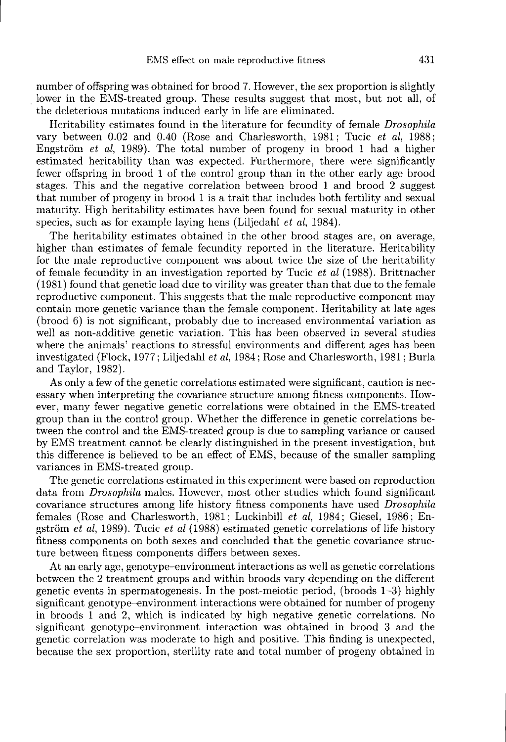number of offspring was obtained for brood 7. However, the sex proportion is slightly lower in the EMS-treated group. These results suggest that most, but not all, of the deleterious mutations induced early in life are eliminated.

Heritability estimates found in the literature for fecundity of female *Drosophila* vary between 0.02 and 0.40 (Rose and Charlesworth, 1981; Tucic *et al*, 1988; Engström *et al*, 1989). The total number of progeny in brood 1 had a higher estimated heritability than was expected. Furthermore, there were significantly fewer offspring in brood 1 of the control group than in the other early age brood stages. This and the negative correlation between brood 1 and brood 2 suggest that number of progeny in brood 1 is a trait that includes both fertility and sexual maturity. High heritability estimates have been found for sexual maturity in other species, such as for example laying hens (Liljedahl *et al*, 1984).

The heritability estimates obtained in the other brood stages are, on average, higher than estimates of female fecundity reported in the literature. Heritability for the male reproductive component was about twice the size of the heritability of female fecundity in an investigation reported by Tucic *et al* (1988). Brittnacher (1981) found that genetic load due to virility was greater than that due to the female reproductive component. This suggests that the male reproductive component may contain more genetic variance than the female component. Heritability at late ages (brood 6) is not significant, probably due to increased environmental variation as well as non-additive genetic variation. This has been observed in several studies where the animals' reactions to stressful environments and different ages has been investigated (Flock, 1977; Liljedahl *et al*, 1984; Rose and Charlesworth, 1981; Burla and Taylor, 1982).

As only a few of the genetic correlations estimated were significant, caution is necessary when interpreting the covariance structure among fitness components. However, many fewer negative genetic correlations were obtained in the EMS-treated group than in the control group. Whether the difference in genetic correlations between the control and the EMS-treated group is due to sampling variance or caused by EMS treatment cannot be clearly distinguished in the present investigation, but this difference is believed to be an effect of EMS, because of the smaller sampling variances in EMS-treated group.

The genetic correlations estimated in this experiment were based on reproduction data from *Drosophila* males. However, most other studies which found significant covariance structures among life history fitness components have used *Drosophila* females (Rose and Charlesworth, 1981; Luckinbill *et al*, 1984; Giesel, 1986; Engström *et al*, 1989). Tucic *et al* (1988) estimated genetic correlations of life history fitness components on both sexes and concluded that the genetic covariance structure between fitness components differs between sexes.

At an early age, genotype–environment interactions as well as genetic correlations between the 2 treatment groups and within broods vary depending on the different genetic events in spermatogenesis. In the post-meiotic period, (broods 1–3) highly significant genotype–environment interactions were obtained for number of progeny in broods 1 and 2, which is indicated by high negative genetic correlations. No significant genotype–environment interaction was obtained in brood 3 and the genetic correlation was moderate to high and positive. This finding is unexpected, because the sex proportion, sterility rate and total number of progeny obtained in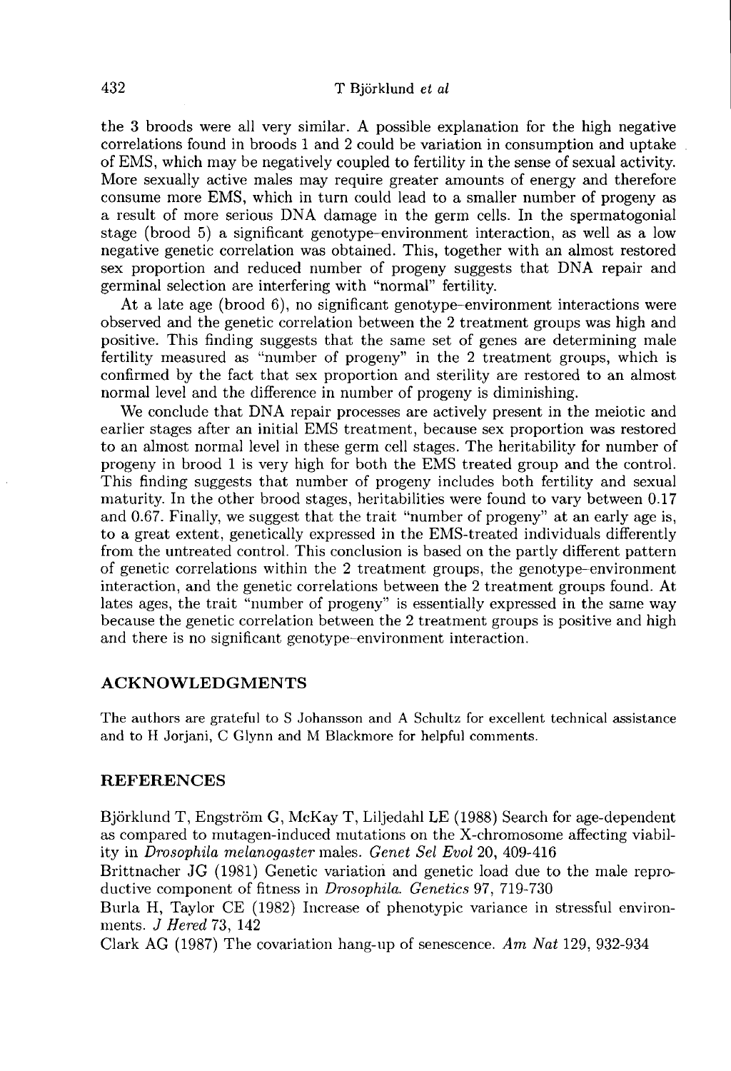the 3 broods were all very similar. A possible explanation for the high negative correlations found in broods 1 and 2 could be variation in consumption and uptake of EMS, which may be negatively coupled to fertility in the sense of sexual activity. More sexually active males may require greater amounts of energy and therefore consume more EMS, which in turn could lead to a smaller number of progeny as a result of more serious DNA damage in the germ cells. In the spermatogonial stage (brood 5) a significant genotype–environment interaction, as well as a low negative genetic correlation was obtained. This, together with an almost restored sex proportion and reduced number of progeny suggests that DNA repair and germinal selection are interfering with "normal" fertility.

At a late age (brood 6), no significant genotype–environment interactions were observed and the genetic correlation between the 2 treatment groups was high and positive. This finding suggests that the same set of genes are determining male fertility measured as "number of progeny" in the 2 treatment groups, which is confirmed by the fact that sex proportion and sterility are restored to an almost normal level and the difference in number of progeny is diminishing.

We conclude that DNA repair processes are actively present in the meiotic and earlier stages after an initial EMS treatment, because sex proportion was restored to an almost normal level in these germ cell stages. The heritability for number of progeny in brood 1 is very high for both the EMS treated group and the control. This finding suggests that number of progeny includes both fertility and sexual maturity. In the other brood stages, heritabilities were found to vary between 0.17 and 0.67. Finally, we suggest that the trait "number of progeny" at an early age is, to a great extent, genetically expressed in the EMS-treated individuals differently from the untreated control. This conclusion is based on the partly different pattern of genetic correlations within the 2 treatment groups, the genotype–environment interaction, and the genetic correlations between the 2 treatment groups found. At lates ages, the trait "number of progeny" is essentially expressed in the same way because the genetic correlation between the 2 treatment groups is positive and high and there is no significant genotype–environment interaction.

## ACKNOWLEDGMENTS

The authors are grateful to S Johansson and A Schultz for excellent technical assistance and to H Jorjani, C Glynn and M Blackmore for helpful comments.

## REFERENCES

Björklund T, Engström G, McKay T, Liljedahl LE (1988) Search for age-dependent as compared to mutagen-induced mutations on the X-chromosome affecting viability in *Drosophila melanogaster* males. *Genet Sel Evol* 20, 409-416

Brittnacher JG (1981) Genetic variation and genetic load due to the male reproductive component of fitness in *Drosophila*. *Genetics* 97, 719-730

Burla H, Taylor CE (1982) Increase of phenotypic variance in stressful environments. *J Hered* 73, 142

Clark AG (1987) The covariation hang-up of senescence. *Am Nat* 129, 932-934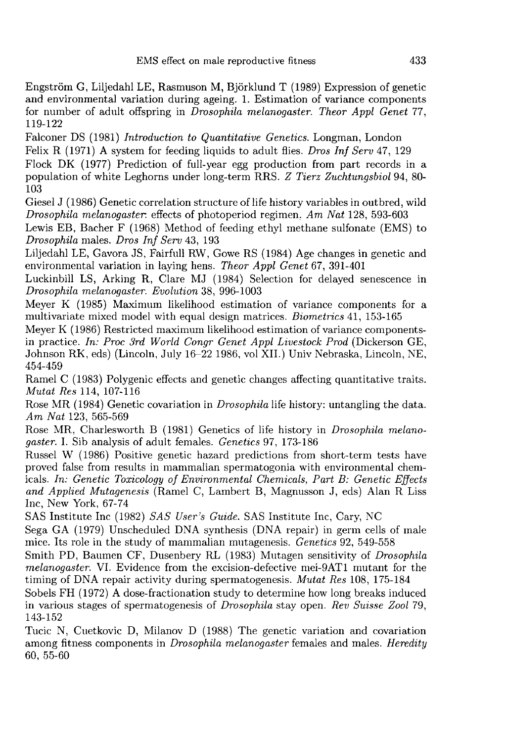Engström G, Liljedahl LE, Rasmuson M, Björklund T (1989) Expression of genetic and environmental variation during ageing. 1. Estimation of variance components for number of adult offspring in *Drosophila melanogaster*. *Theor Appl Genet* 77, 119-122

Falconer DS (1981) *Introduction to Quantitative Genetics*. Longman, London

Felix R (1971) A system for feeding liquids to adult flies. *Dros Inf Serv* 47, 129

Flock DK (1977) Prediction of full-year egg production from part records in a population of white Leghorns under long-term RRS. *Z Tierz Zuchtungsbiol* 94, 80-103

Giesel J (1986) Genetic correlation structure of life history variables in outbred, wild *Drosophila melanogaster*: effects of photoperiod regimen. *Am Nat* 128, 593-603

Lewis EB, Bacher F (1968) Method of feeding ethyl methane sulfonate (EMS) to *Drosophila* males. *Dros Inf Serv* 43, 193

Liljedahl LE, Gavora JS, Fairfull RW, Gowe RS (1984) Age changes in genetic and environmental variation in laying hens. *Theor Appl Genet* 67, 391-401

Luckinbill LS, Arking R, Clare MJ (1984) Selection for delayed senescence in *Drosophila melanogaster*. *Evolution* 38, 996-1003

Meyer K (1985) Maximum likelihood estimation of variance components for a multivariate mixed model with equal design matrices. *Biometrics* 41, 153-165

Meyer K (1986) Restricted maximum likelihood estimation of variance components-in practice. *In: Proc 3rd World Congr Genet Appl Livestock Prod* (Dickerson GE, Johnson RK, eds) (Lincoln, July 16–22 1986, vol XII.) Univ Nebraska, Lincoln, NE, 454-459

Ramel C (1983) Polygenic effects and genetic changes affecting quantitative traits. *Mutat Res* 114, 107-116

Rose MR (1984) Genetic covariation in *Drosophila* life history: untangling the data. *Am Nat* 123, 565-569

Rose MR, Charlesworth B (1981) Genetics of life history in *Drosophila melanogaster*. I. Sib analysis of adult females. *Genetics* 97, 173-186

Russel W (1986) Positive genetic hazard predictions from short-term tests have proved false from results in mammalian spermatogonia with environmental chemicals. *In: Genetic Toxicology of Environmental Chemicals, Part B: Genetic Effects and Applied Mutagenesis* (Ramel C, Lambert B, Magnusson J, eds) Alan R Liss Inc, New York, 67-74

SAS Institute Inc (1982) *SAS User's Guide*. SAS Institute Inc, Cary, NC

Sega GA (1979) Unscheduled DNA synthesis (DNA repair) in germ cells of male mice. Its role in the study of mammalian mutagenesis. *Genetics* 92, 549-558

Smith PD, Baumen CF, Dusenbery RL (1983) Mutagen sensitivity of *Drosophila melanogaster*. VI. Evidence from the excision-defective mei-9AT1 mutant for the timing of DNA repair activity during spermatogenesis. *Mutat Res* 108, 175-184

Sobels FH (1972) A dose-fractionation study to determine how long breaks induced in various stages of spermatogenesis of *Drosophila* stay open. *Rev Suisse Zool* 79, 143-152

Tucic N, Cuetkovic D, Milanov D (1988) The genetic variation and covariation among fitness components in *Drosophila melanogaster* females and males. *Heredity* 60, 55-60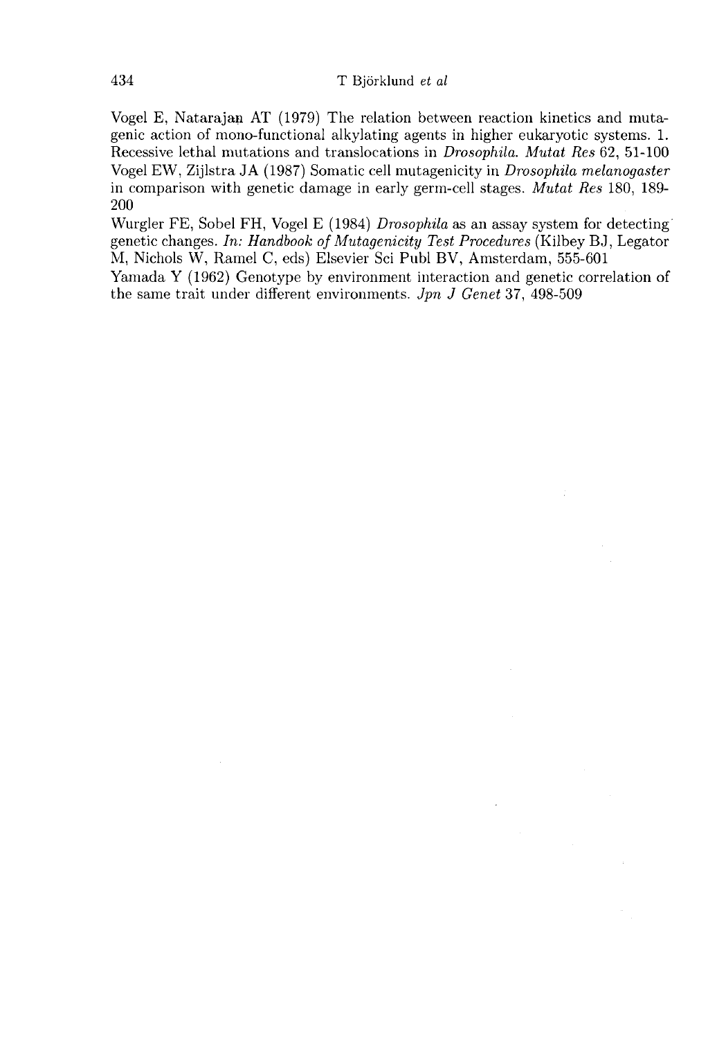Vogel E, Natarajan AT (1979) The relation between reaction kinetics and mutagenic action of mono-functional alkylating agents in higher eukaryotic systems. 1. Recessive lethal mutations and translocations in *Drosophila*. *Mutat Res* 62, 51-100

Vogel EW, Zijlstra JA (1987) Somatic cell mutagenicity in *Drosophila melanogaster* in comparison with genetic damage in early germ-cell stages. *Mutat Res* 180, 189-200

Wurgler FE, Sobel FH, Vogel E (1984) *Drosophila* as an assay system for detecting genetic changes. *In: Handbook of Mutagenicity Test Procedures* (Kilbey BJ, Legator M, Nichols W, Ramel C, eds) Elsevier Sci Publ BV, Amsterdam, 555-601

Yamada Y (1962) Genotype by environment interaction and genetic correlation of the same trait under different environments. *Jpn J Genet* 37, 498-509